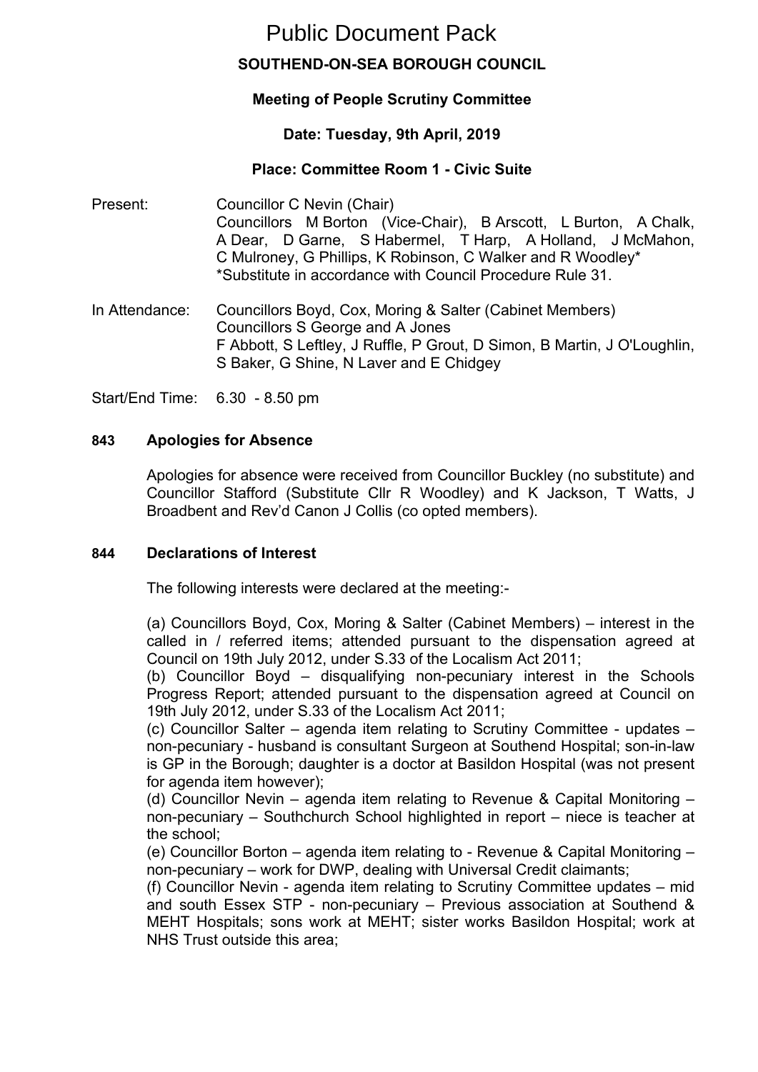# Public Document Pack

## SOUTHEND-ON-SEA BOROUGH COUNCIL

### Meeting of People Scrutiny Committee

### Date: Tuesday, 9th April, 2019

### Place: Committee Room 1 - Civic Suite

Present: Councillor C Nevin (Chair)
Councillors M Borton (Vice-Chair), B Arscott, L Burton, A Chalk, A Dear, D Garne, S Habermel, T Harp, A Holland, J McMahon, C Mulroney, G Phillips, K Robinson, C Walker and R Woodley*
*Substitute in accordance with Council Procedure Rule 31.

In Attendance: Councillors Boyd, Cox, Moring & Salter (Cabinet Members)
Councillors S George and A Jones
F Abbott, S Leftley, J Ruffle, P Grout, D Simon, B Martin, J O'Loughlin, S Baker, G Shine, N Laver and E Chidgey

Start/End Time: 6.30 - 8.50 pm

### 843 Apologies for Absence

Apologies for absence were received from Councillor Buckley (no substitute) and Councillor Stafford (Substitute Cllr R Woodley) and K Jackson, T Watts, J Broadbent and Rev'd Canon J Collis (co opted members).

### 844 Declarations of Interest

The following interests were declared at the meeting:-

(a) Councillors Boyd, Cox, Moring & Salter (Cabinet Members) – interest in the called in / referred items; attended pursuant to the dispensation agreed at Council on 19th July 2012, under S.33 of the Localism Act 2011;
(b) Councillor Boyd – disqualifying non-pecuniary interest in the Schools Progress Report; attended pursuant to the dispensation agreed at Council on 19th July 2012, under S.33 of the Localism Act 2011;
(c) Councillor Salter – agenda item relating to Scrutiny Committee - updates – non-pecuniary - husband is consultant Surgeon at Southend Hospital; son-in-law is GP in the Borough; daughter is a doctor at Basildon Hospital (was not present for agenda item however);
(d) Councillor Nevin – agenda item relating to Revenue & Capital Monitoring – non-pecuniary – Southchurch School highlighted in report – niece is teacher at the school;
(e) Councillor Borton – agenda item relating to - Revenue & Capital Monitoring – non-pecuniary – work for DWP, dealing with Universal Credit claimants;
(f) Councillor Nevin - agenda item relating to Scrutiny Committee updates – mid and south Essex STP - non-pecuniary – Previous association at Southend & MEHT Hospitals; sons work at MEHT; sister works Basildon Hospital; work at NHS Trust outside this area;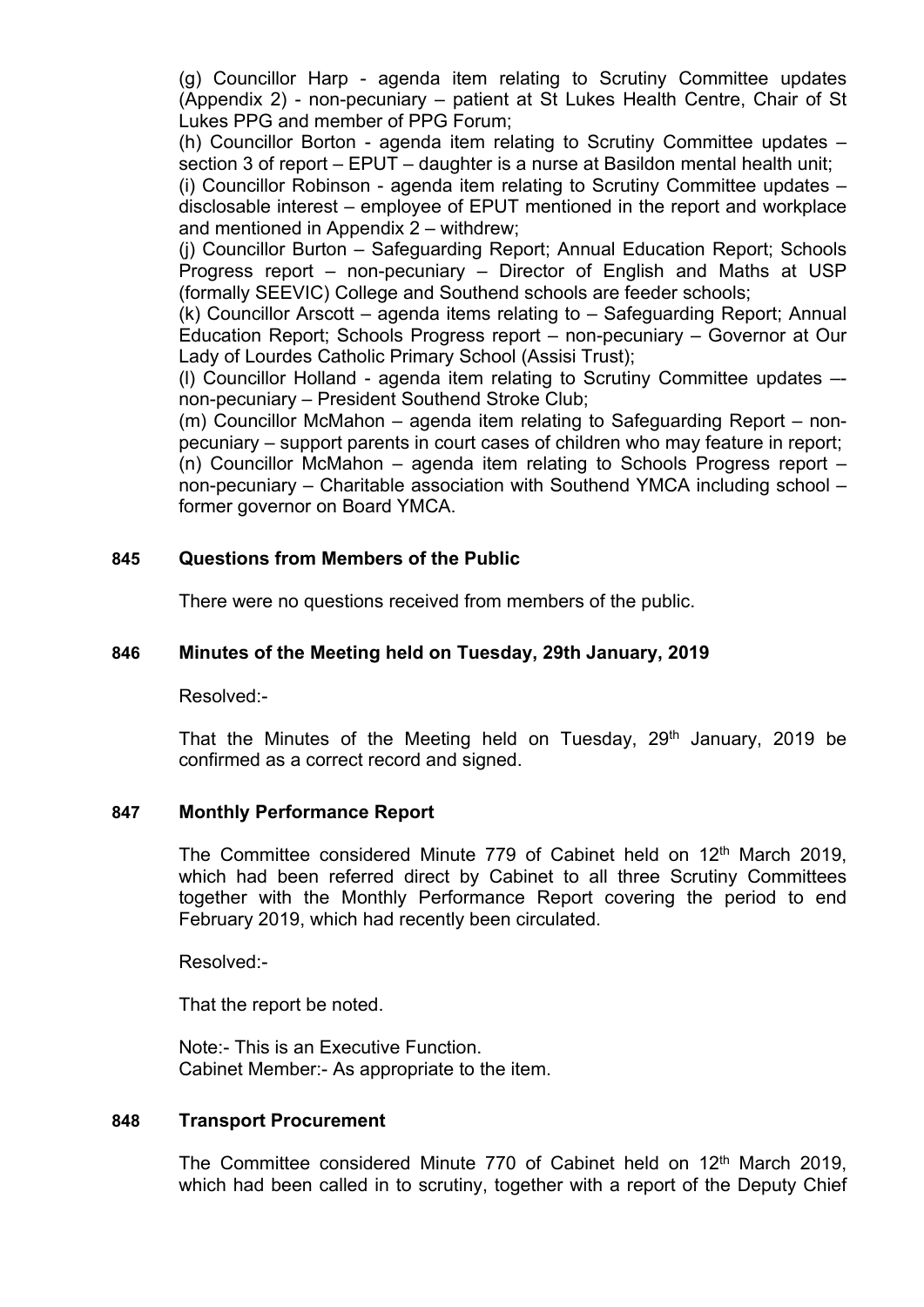(g) Councillor Harp - agenda item relating to Scrutiny Committee updates (Appendix 2) - non-pecuniary – patient at St Lukes Health Centre, Chair of St Lukes PPG and member of PPG Forum;

(h) Councillor Borton - agenda item relating to Scrutiny Committee updates – section 3 of report – EPUT – daughter is a nurse at Basildon mental health unit;

(i) Councillor Robinson - agenda item relating to Scrutiny Committee updates – disclosable interest – employee of EPUT mentioned in the report and workplace and mentioned in Appendix 2 – withdrew;

(j) Councillor Burton – Safeguarding Report; Annual Education Report; Schools Progress report – non-pecuniary – Director of English and Maths at USP (formally SEEVIC) College and Southend schools are feeder schools;

(k) Councillor Arscott – agenda items relating to – Safeguarding Report; Annual Education Report; Schools Progress report – non-pecuniary – Governor at Our Lady of Lourdes Catholic Primary School (Assisi Trust);

(l) Councillor Holland - agenda item relating to Scrutiny Committee updates –- non-pecuniary – President Southend Stroke Club;

(m) Councillor McMahon – agenda item relating to Safeguarding Report – non-pecuniary – support parents in court cases of children who may feature in report;

(n) Councillor McMahon – agenda item relating to Schools Progress report – non-pecuniary – Charitable association with Southend YMCA including school – former governor on Board YMCA.

## 845 Questions from Members of the Public

There were no questions received from members of the public.

## 846 Minutes of the Meeting held on Tuesday, 29th January, 2019

Resolved:-

That the Minutes of the Meeting held on Tuesday, 29th January, 2019 be confirmed as a correct record and signed.

## 847 Monthly Performance Report

The Committee considered Minute 779 of Cabinet held on 12th March 2019, which had been referred direct by Cabinet to all three Scrutiny Committees together with the Monthly Performance Report covering the period to end February 2019, which had recently been circulated.

Resolved:-

That the report be noted.

Note:- This is an Executive Function.
Cabinet Member:- As appropriate to the item.

## 848 Transport Procurement

The Committee considered Minute 770 of Cabinet held on 12th March 2019, which had been called in to scrutiny, together with a report of the Deputy Chief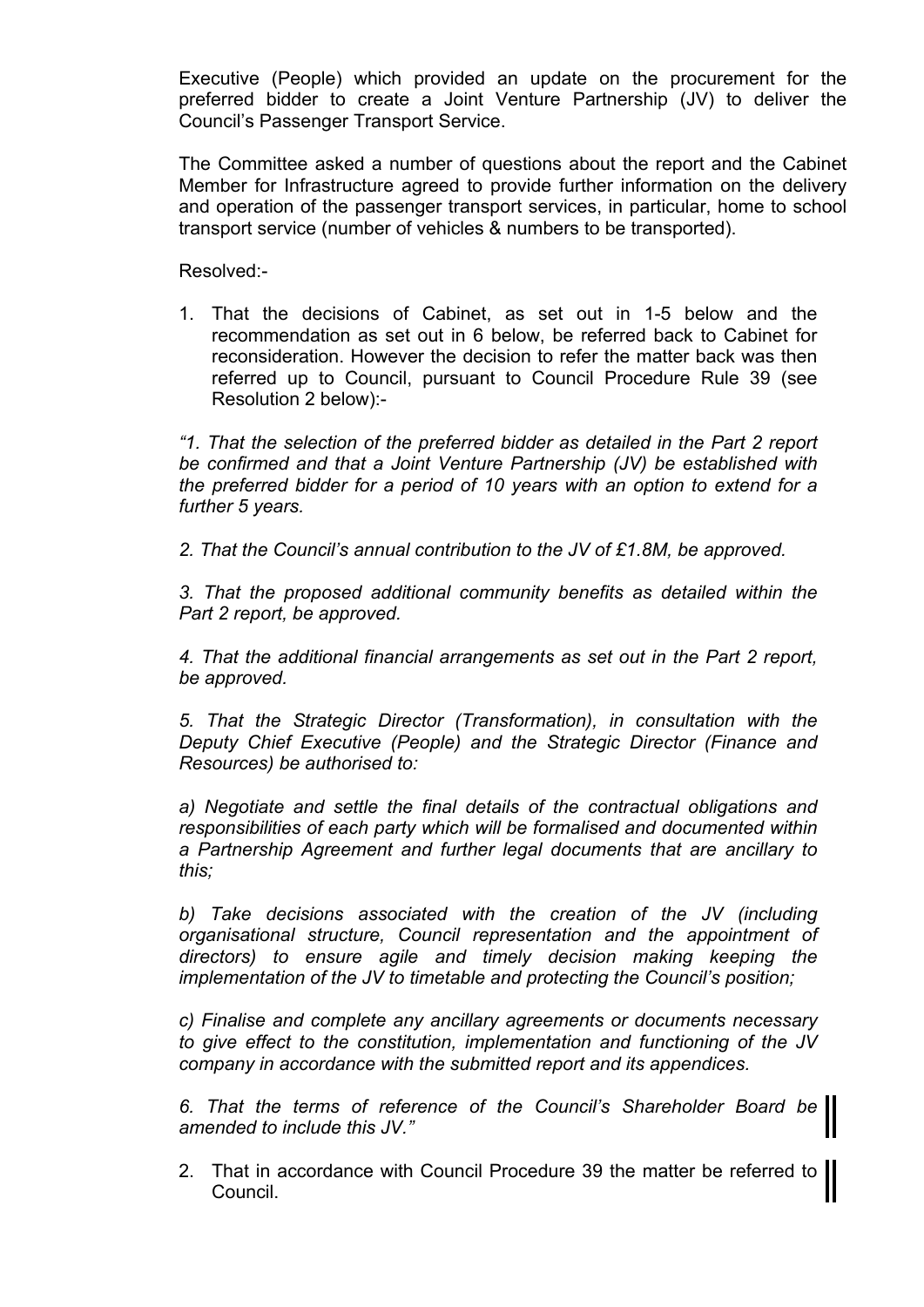Executive (People) which provided an update on the procurement for the preferred bidder to create a Joint Venture Partnership (JV) to deliver the Council's Passenger Transport Service.

The Committee asked a number of questions about the report and the Cabinet Member for Infrastructure agreed to provide further information on the delivery and operation of the passenger transport services, in particular, home to school transport service (number of vehicles & numbers to be transported).

Resolved:-

1. That the decisions of Cabinet, as set out in 1-5 below and the recommendation as set out in 6 below, be referred back to Cabinet for reconsideration. However the decision to refer the matter back was then referred up to Council, pursuant to Council Procedure Rule 39 (see Resolution 2 below):-

*"1. That the selection of the preferred bidder as detailed in the Part 2 report be confirmed and that a Joint Venture Partnership (JV) be established with the preferred bidder for a period of 10 years with an option to extend for a further 5 years.*

*2. That the Council's annual contribution to the JV of £1.8M, be approved.*

*3. That the proposed additional community benefits as detailed within the Part 2 report, be approved.*

*4. That the additional financial arrangements as set out in the Part 2 report, be approved.*

*5. That the Strategic Director (Transformation), in consultation with the Deputy Chief Executive (People) and the Strategic Director (Finance and Resources) be authorised to:*

*a) Negotiate and settle the final details of the contractual obligations and responsibilities of each party which will be formalised and documented within a Partnership Agreement and further legal documents that are ancillary to this;*

*b) Take decisions associated with the creation of the JV (including organisational structure, Council representation and the appointment of directors) to ensure agile and timely decision making keeping the implementation of the JV to timetable and protecting the Council's position;*

*c) Finalise and complete any ancillary agreements or documents necessary to give effect to the constitution, implementation and functioning of the JV company in accordance with the submitted report and its appendices.*

*6. That the terms of reference of the Council's Shareholder Board be amended to include this JV."*

2. That in accordance with Council Procedure 39 the matter be referred to Council.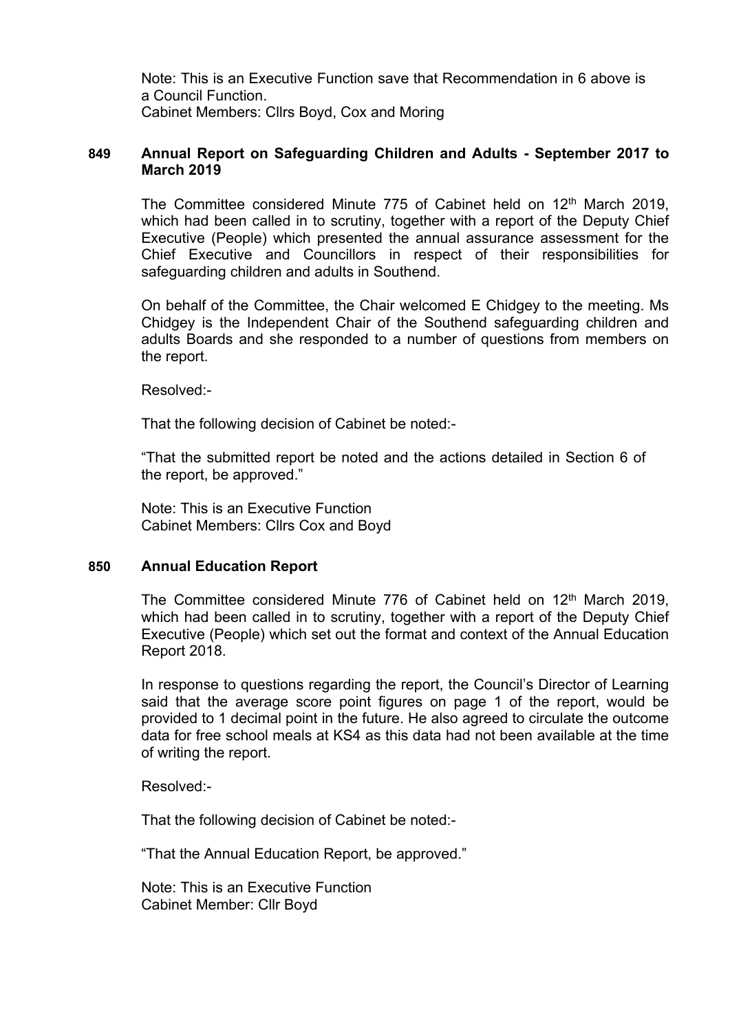Note: This is an Executive Function save that Recommendation in 6 above is a Council Function.
Cabinet Members: Cllrs Boyd, Cox and Moring

### 849 Annual Report on Safeguarding Children and Adults - September 2017 to March 2019

The Committee considered Minute 775 of Cabinet held on 12th March 2019, which had been called in to scrutiny, together with a report of the Deputy Chief Executive (People) which presented the annual assurance assessment for the Chief Executive and Councillors in respect of their responsibilities for safeguarding children and adults in Southend.

On behalf of the Committee, the Chair welcomed E Chidgey to the meeting. Ms Chidgey is the Independent Chair of the Southend safeguarding children and adults Boards and she responded to a number of questions from members on the report.

Resolved:-

That the following decision of Cabinet be noted:-

"That the submitted report be noted and the actions detailed in Section 6 of the report, be approved."

Note: This is an Executive Function
Cabinet Members: Cllrs Cox and Boyd

### 850 Annual Education Report

The Committee considered Minute 776 of Cabinet held on 12th March 2019, which had been called in to scrutiny, together with a report of the Deputy Chief Executive (People) which set out the format and context of the Annual Education Report 2018.

In response to questions regarding the report, the Council's Director of Learning said that the average score point figures on page 1 of the report, would be provided to 1 decimal point in the future. He also agreed to circulate the outcome data for free school meals at KS4 as this data had not been available at the time of writing the report.

Resolved:-

That the following decision of Cabinet be noted:-

"That the Annual Education Report, be approved."

Note: This is an Executive Function
Cabinet Member: Cllr Boyd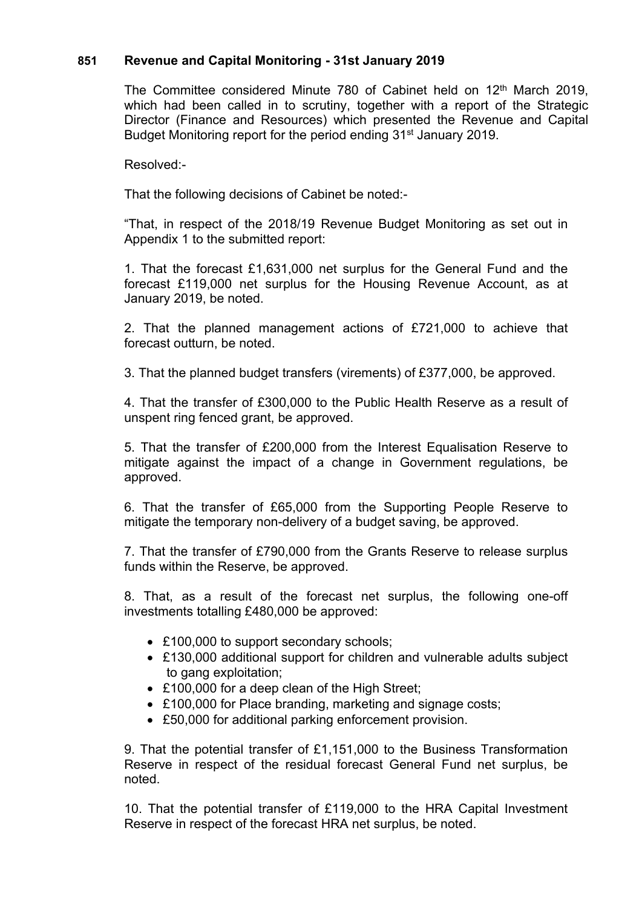## 851 Revenue and Capital Monitoring - 31st January 2019

The Committee considered Minute 780 of Cabinet held on 12th March 2019, which had been called in to scrutiny, together with a report of the Strategic Director (Finance and Resources) which presented the Revenue and Capital Budget Monitoring report for the period ending 31st January 2019.

Resolved:-

That the following decisions of Cabinet be noted:-

"That, in respect of the 2018/19 Revenue Budget Monitoring as set out in Appendix 1 to the submitted report:

1. That the forecast £1,631,000 net surplus for the General Fund and the forecast £119,000 net surplus for the Housing Revenue Account, as at January 2019, be noted.

2. That the planned management actions of £721,000 to achieve that forecast outturn, be noted.

3. That the planned budget transfers (virements) of £377,000, be approved.

4. That the transfer of £300,000 to the Public Health Reserve as a result of unspent ring fenced grant, be approved.

5. That the transfer of £200,000 from the Interest Equalisation Reserve to mitigate against the impact of a change in Government regulations, be approved.

6. That the transfer of £65,000 from the Supporting People Reserve to mitigate the temporary non-delivery of a budget saving, be approved.

7. That the transfer of £790,000 from the Grants Reserve to release surplus funds within the Reserve, be approved.

8. That, as a result of the forecast net surplus, the following one-off investments totalling £480,000 be approved:

- £100,000 to support secondary schools;
- £130,000 additional support for children and vulnerable adults subject to gang exploitation;
- £100,000 for a deep clean of the High Street;
- £100,000 for Place branding, marketing and signage costs;
- £50,000 for additional parking enforcement provision.

9. That the potential transfer of £1,151,000 to the Business Transformation Reserve in respect of the residual forecast General Fund net surplus, be noted.

10. That the potential transfer of £119,000 to the HRA Capital Investment Reserve in respect of the forecast HRA net surplus, be noted.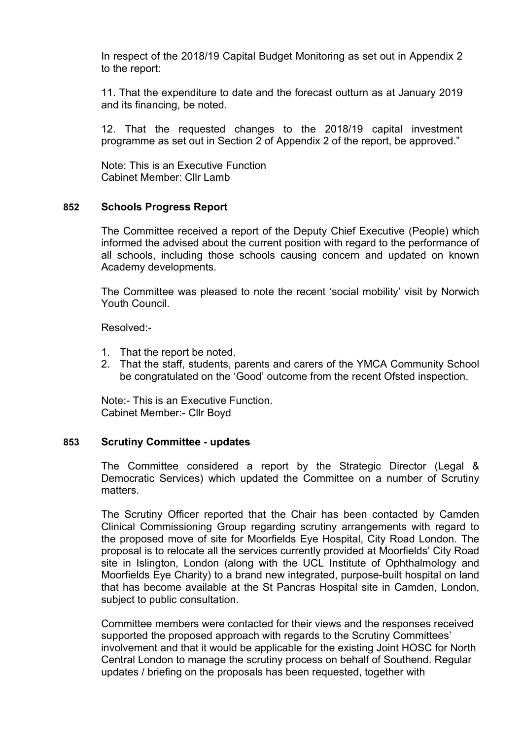In respect of the 2018/19 Capital Budget Monitoring as set out in Appendix 2 to the report:

11. That the expenditure to date and the forecast outturn as at January 2019 and its financing, be noted.

12. That the requested changes to the 2018/19 capital investment programme as set out in Section 2 of Appendix 2 of the report, be approved."

Note: This is an Executive Function
Cabinet Member: Cllr Lamb

## 852 Schools Progress Report

The Committee received a report of the Deputy Chief Executive (People) which informed the advised about the current position with regard to the performance of all schools, including those schools causing concern and updated on known Academy developments.

The Committee was pleased to note the recent 'social mobility' visit by Norwich Youth Council.

Resolved:-

1. That the report be noted.
2. That the staff, students, parents and carers of the YMCA Community School be congratulated on the 'Good' outcome from the recent Ofsted inspection.

Note:- This is an Executive Function.
Cabinet Member:- Cllr Boyd

## 853 Scrutiny Committee - updates

The Committee considered a report by the Strategic Director (Legal & Democratic Services) which updated the Committee on a number of Scrutiny matters.

The Scrutiny Officer reported that the Chair has been contacted by Camden Clinical Commissioning Group regarding scrutiny arrangements with regard to the proposed move of site for Moorfields Eye Hospital, City Road London. The proposal is to relocate all the services currently provided at Moorfields' City Road site in Islington, London (along with the UCL Institute of Ophthalmology and Moorfields Eye Charity) to a brand new integrated, purpose-built hospital on land that has become available at the St Pancras Hospital site in Camden, London, subject to public consultation.

Committee members were contacted for their views and the responses received supported the proposed approach with regards to the Scrutiny Committees' involvement and that it would be applicable for the existing Joint HOSC for North Central London to manage the scrutiny process on behalf of Southend. Regular updates / briefing on the proposals has been requested, together with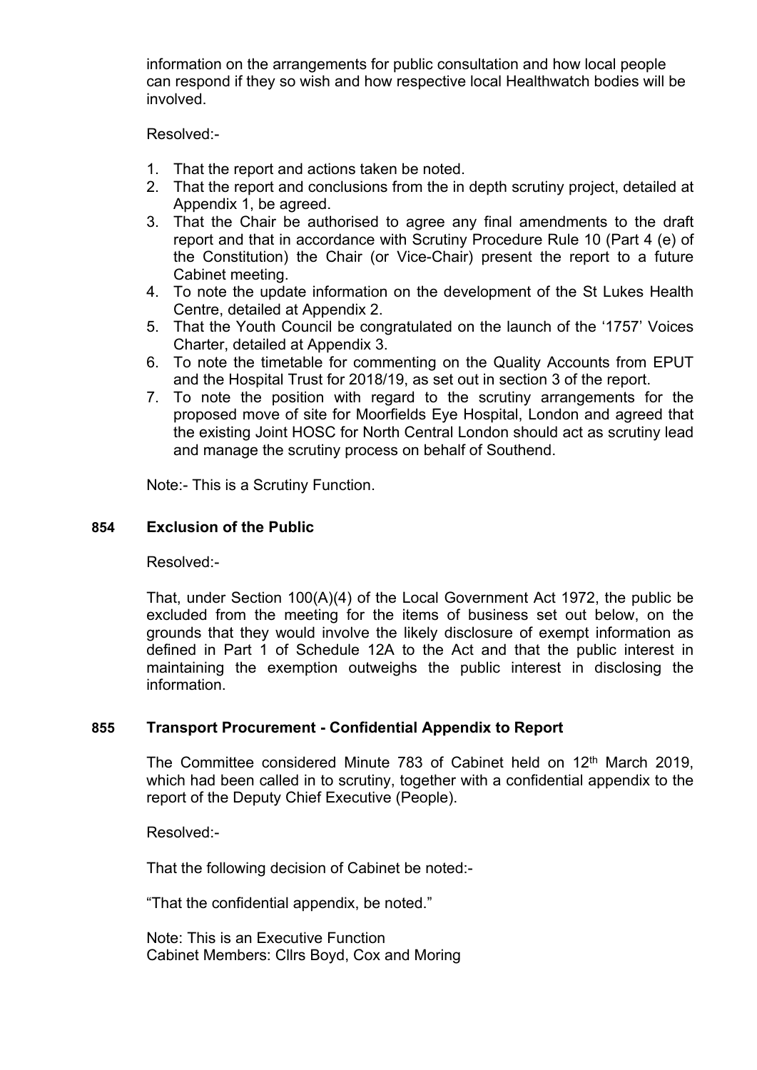information on the arrangements for public consultation and how local people can respond if they so wish and how respective local Healthwatch bodies will be involved.

Resolved:-

1. That the report and actions taken be noted.
2. That the report and conclusions from the in depth scrutiny project, detailed at Appendix 1, be agreed.
3. That the Chair be authorised to agree any final amendments to the draft report and that in accordance with Scrutiny Procedure Rule 10 (Part 4 (e) of the Constitution) the Chair (or Vice-Chair) present the report to a future Cabinet meeting.
4. To note the update information on the development of the St Lukes Health Centre, detailed at Appendix 2.
5. That the Youth Council be congratulated on the launch of the '1757' Voices Charter, detailed at Appendix 3.
6. To note the timetable for commenting on the Quality Accounts from EPUT and the Hospital Trust for 2018/19, as set out in section 3 of the report.
7. To note the position with regard to the scrutiny arrangements for the proposed move of site for Moorfields Eye Hospital, London and agreed that the existing Joint HOSC for North Central London should act as scrutiny lead and manage the scrutiny process on behalf of Southend.

Note:- This is a Scrutiny Function.

### 854 Exclusion of the Public

Resolved:-

That, under Section 100(A)(4) of the Local Government Act 1972, the public be excluded from the meeting for the items of business set out below, on the grounds that they would involve the likely disclosure of exempt information as defined in Part 1 of Schedule 12A to the Act and that the public interest in maintaining the exemption outweighs the public interest in disclosing the information.

### 855 Transport Procurement - Confidential Appendix to Report

The Committee considered Minute 783 of Cabinet held on 12th March 2019, which had been called in to scrutiny, together with a confidential appendix to the report of the Deputy Chief Executive (People).

Resolved:-

That the following decision of Cabinet be noted:-

"That the confidential appendix, be noted."

Note: This is an Executive Function
Cabinet Members: Cllrs Boyd, Cox and Moring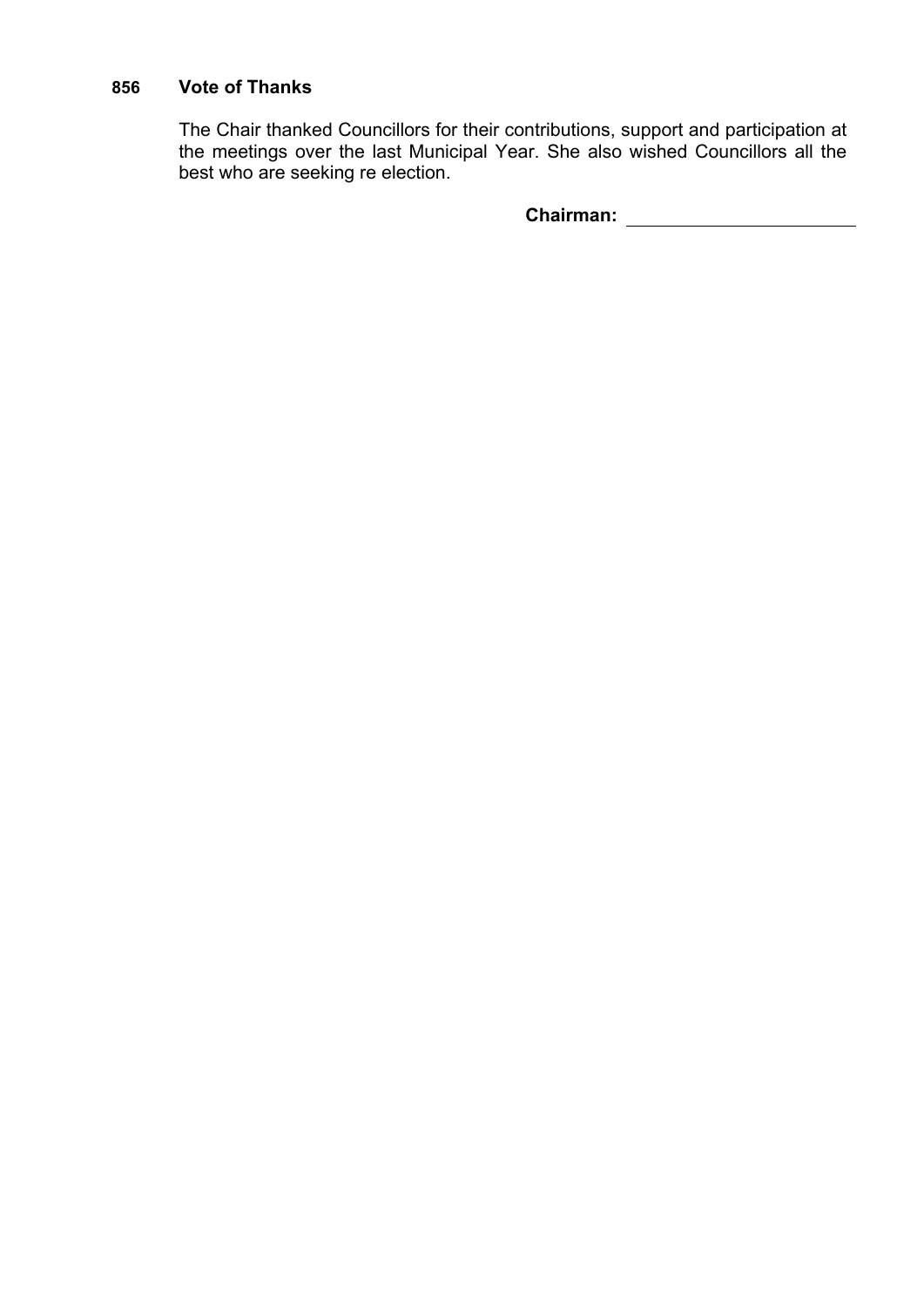### 856 Vote of Thanks

The Chair thanked Councillors for their contributions, support and participation at the meetings over the last Municipal Year. She also wished Councillors all the best who are seeking re election.

**Chairman:** ______________________